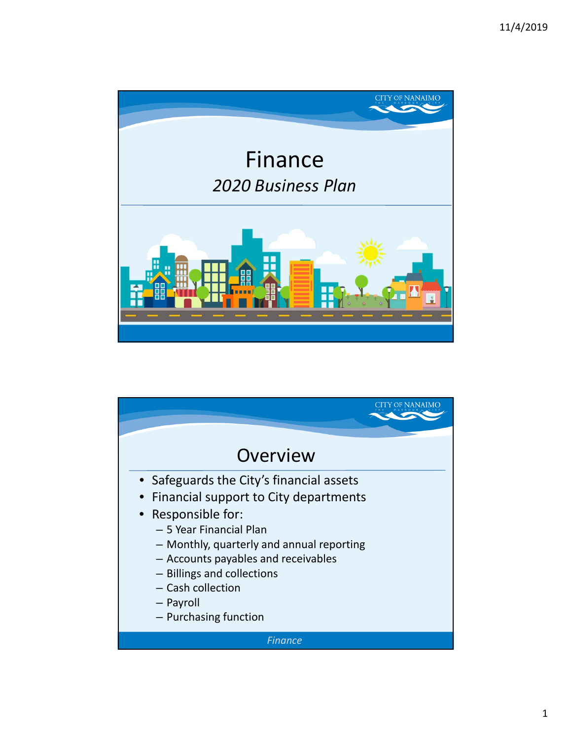# Finance

*2020 Business Plan*

## Overview

- Safeguards the City's financial assets
- Financial support to City departments
- Responsible for:
  - 5 Year Financial Plan
  - Monthly, quarterly and annual reporting
  - Accounts payables and receivables
  - Billings and collections
  - Cash collection
  - Payroll
  - Purchasing function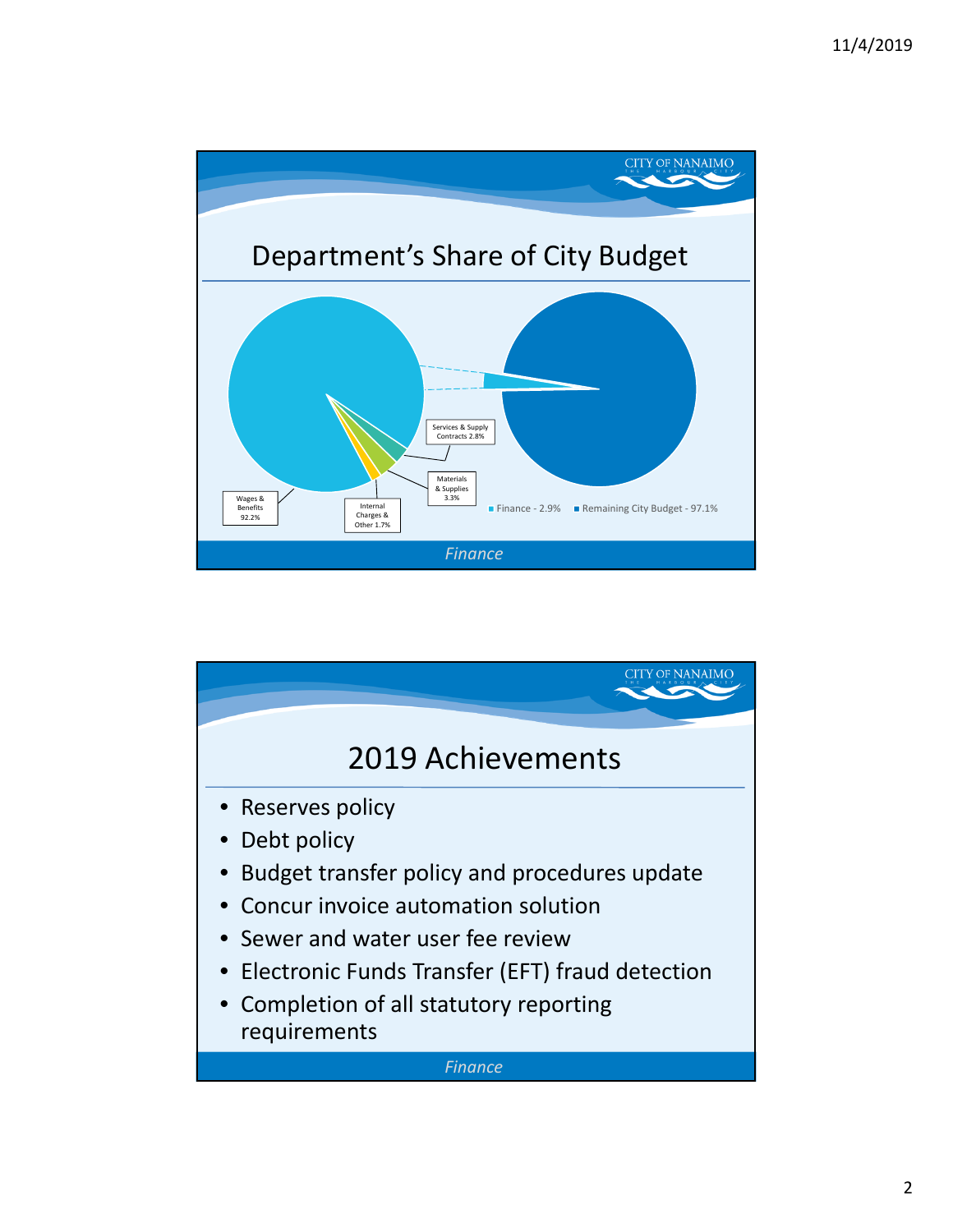## Department's Share of City Budget

- Wages & Benefits 92.2%
- Services & Supply Contracts 2.8%
- Materials & Supplies 3.3%
- Internal Charges & Other 1.7%

- Finance - 2.9%
- Remaining City Budget - 97.1%

*Finance*

## 2019 Achievements

- Reserves policy
- Debt policy
- Budget transfer policy and procedures update
- Concur invoice automation solution
- Sewer and water user fee review
- Electronic Funds Transfer (EFT) fraud detection
- Completion of all statutory reporting requirements

*Finance*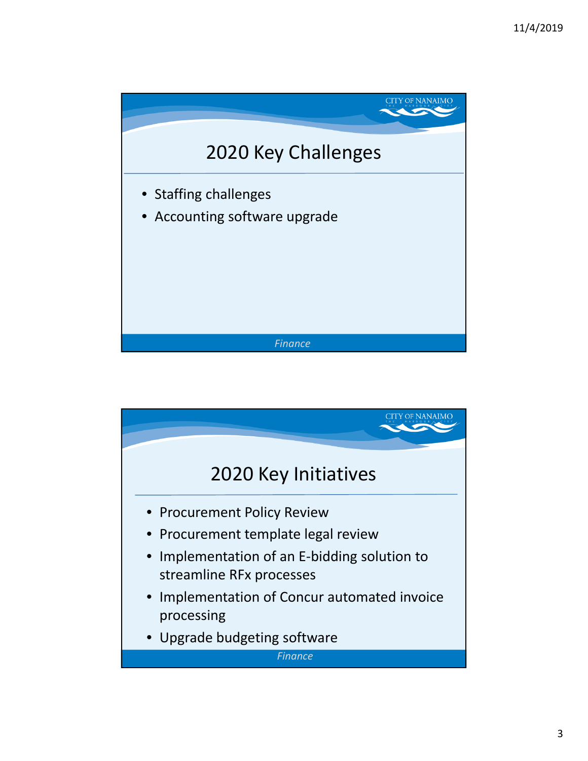## 2020 Key Challenges

- Staffing challenges
- Accounting software upgrade

*Finance*

## 2020 Key Initiatives

- Procurement Policy Review
- Procurement template legal review
- Implementation of an E-bidding solution to streamline RFx processes
- Implementation of Concur automated invoice processing
- Upgrade budgeting software

*Finance*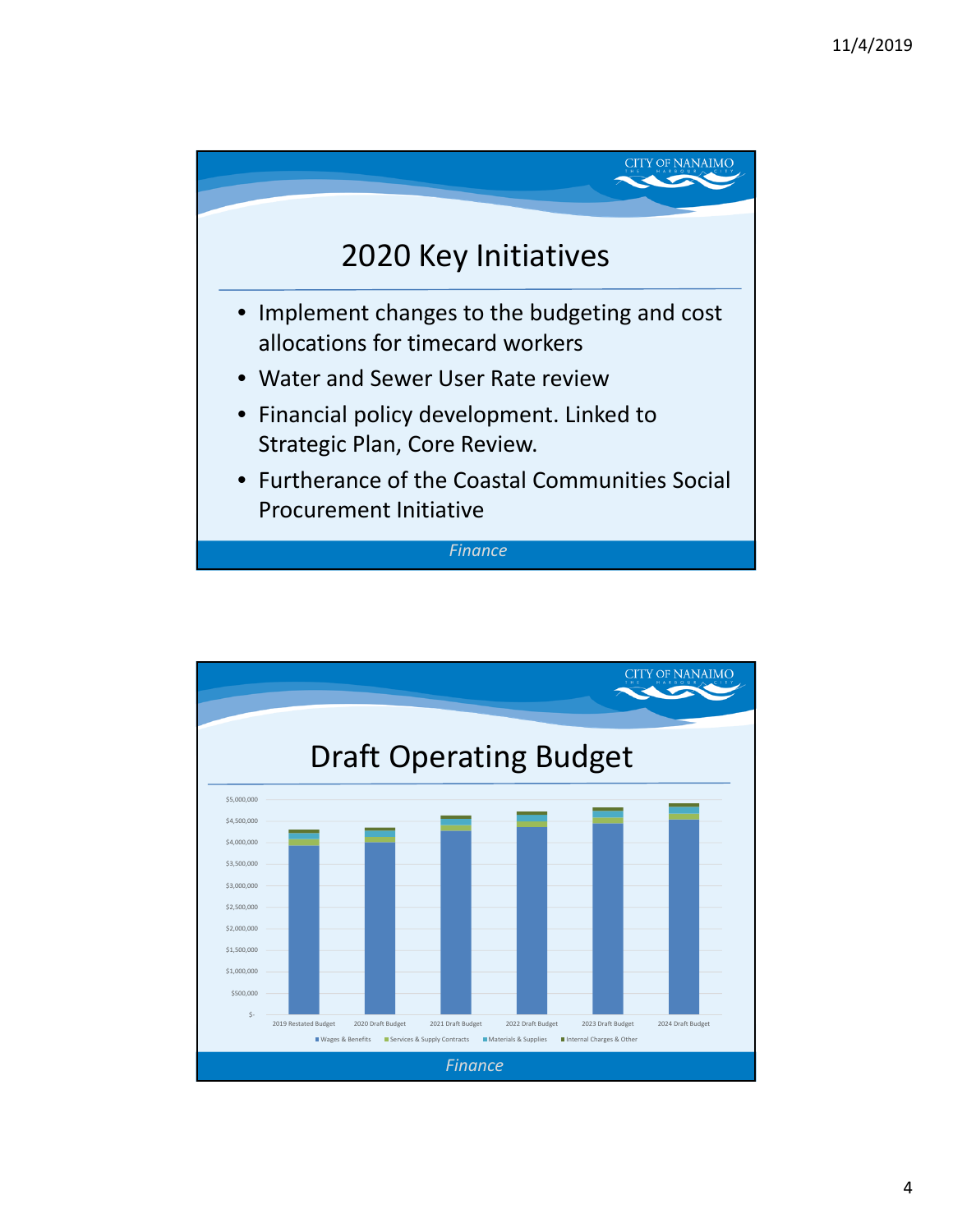# 2020 Key Initiatives

- Implement changes to the budgeting and cost allocations for timecard workers
- Water and Sewer User Rate review
- Financial policy development. Linked to Strategic Plan, Core Review.
- Furtherance of the Coastal Communities Social Procurement Initiative

*Finance*

# Draft Operating Budget

$5,000,000
$4,500,000
$4,000,000
$3,500,000
$3,000,000
$2,500,000
$2,000,000
$1,500,000
$1,000,000
$500,000
$-

2019 Restated Budget | 2020 Draft Budget | 2021 Draft Budget | 2022 Draft Budget | 2023 Draft Budget | 2024 Draft Budget

Wages & Benefits | Services & Supply Contracts | Materials & Supplies | Internal Charges & Other

*Finance*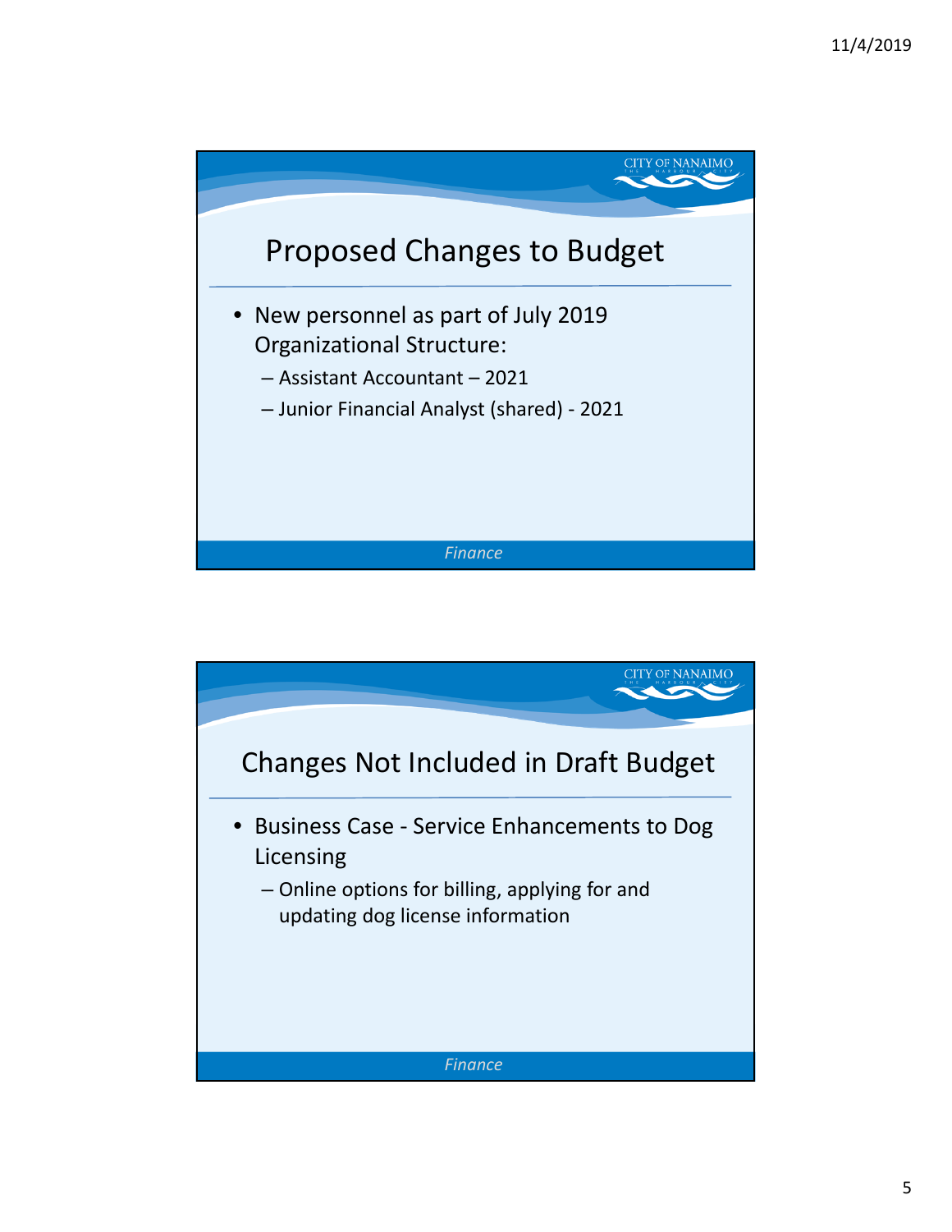## Proposed Changes to Budget

- New personnel as part of July 2019 Organizational Structure:
  - Assistant Accountant – 2021
  - Junior Financial Analyst (shared) - 2021

*Finance*

## Changes Not Included in Draft Budget

- Business Case - Service Enhancements to Dog Licensing
  - Online options for billing, applying for and updating dog license information

*Finance*